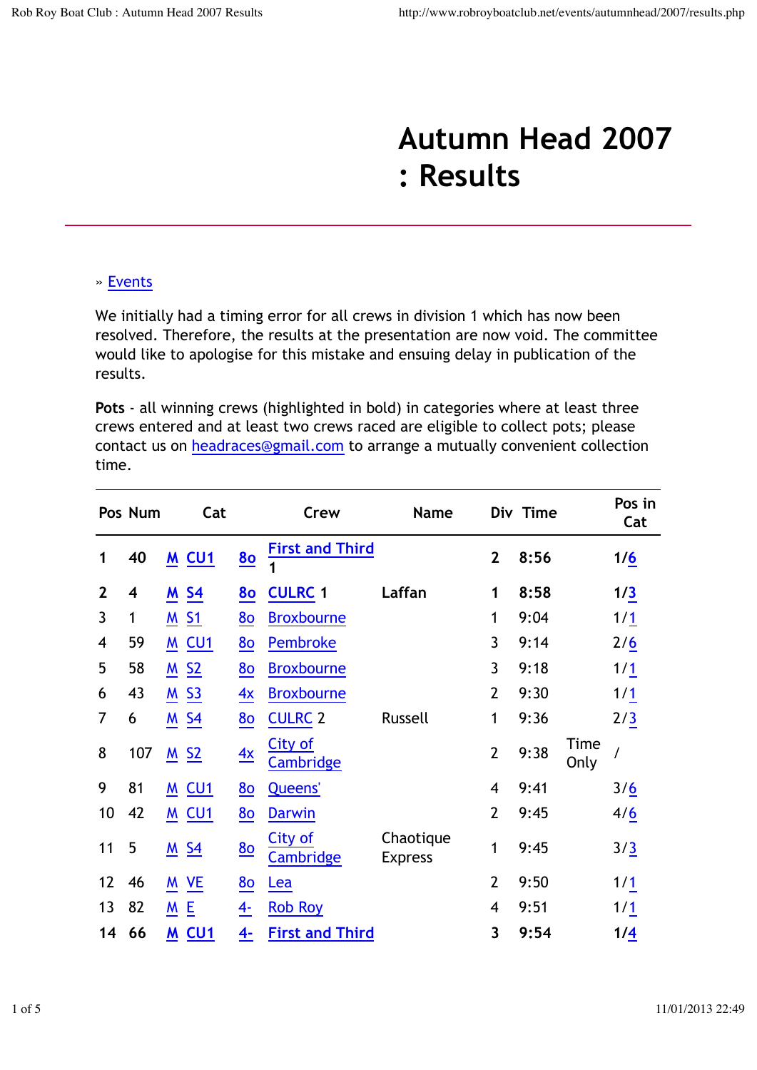# Autumn Head 2007 : Results

» Events

We initially had a timing error for all crews in division 1 which has now been resolved. Therefore, the results at the presentation are now void. The committee would like to apologise for this mistake and ensuing delay in publication of the results.

**Pots** - all winning crews (highlighted in bold) in categories where at least three crews entered and at least two crews raced are eligible to collect pots; please contact us on headraces@gmail.com to arrange a mutually convenient collection time.

| Pos | Num | Cat | | | Crew | Name | Div | Time | | Pos in Cat |
|---|---|---|---|---|---|---|---|---|---|---|
| **1** | **40** | **M** | **CU1** | **8o** | **First and Third 1** | | **2** | **8:56** | | **1/6** |
| **2** | **4** | **M** | **S4** | **8o** | **CULRC 1** | **Laffan** | **1** | **8:58** | | **1/3** |
| 3 | 1 | M | S1 | 8o | Broxbourne | | 1 | 9:04 | | 1/1 |
| 4 | 59 | M | CU1 | 8o | Pembroke | | 3 | 9:14 | | 2/6 |
| 5 | 58 | M | S2 | 8o | Broxbourne | | 3 | 9:18 | | 1/1 |
| 6 | 43 | M | S3 | 4x | Broxbourne | | 2 | 9:30 | | 1/1 |
| 7 | 6 | M | S4 | 8o | CULRC 2 | Russell | 1 | 9:36 | | 2/3 |
| 8 | 107 | M | S2 | 4x | City of Cambridge | | 2 | 9:38 | Time Only | / |
| 9 | 81 | M | CU1 | 8o | Queens' | | 4 | 9:41 | | 3/6 |
| 10 | 42 | M | CU1 | 8o | Darwin | | 2 | 9:45 | | 4/6 |
| 11 | 5 | M | S4 | 8o | City of Cambridge | Chaotique Express | 1 | 9:45 | | 3/3 |
| 12 | 46 | M | VE | 8o | Lea | | 2 | 9:50 | | 1/1 |
| 13 | 82 | M | E | 4- | Rob Roy | | 4 | 9:51 | | 1/1 |
| **14** | **66** | **M** | **CU1** | **4-** | **First and Third** | | **3** | **9:54** | | **1/4** |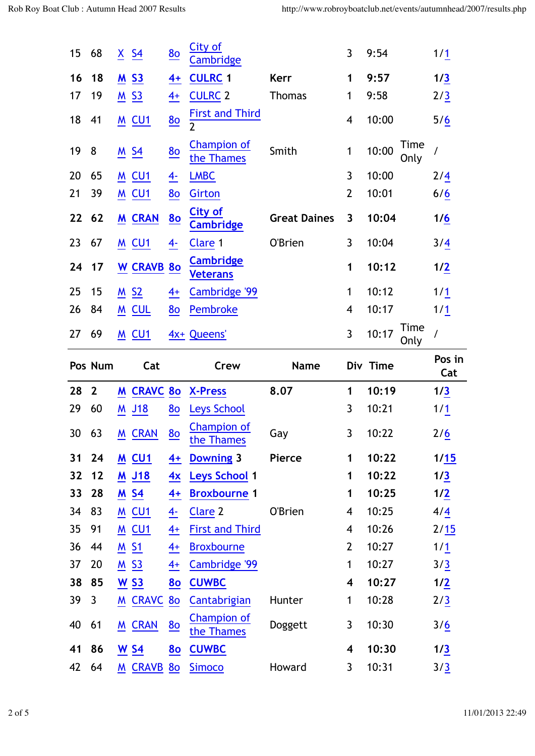| 15 | 68 | X | S4 | 8o | City of Cambridge | | 3 | 9:54 | | 1/1 |
|---|---|---|---|---|---|---|---|---|---|---|
| **16** | **18** | **M** | **S3** | **4+** | **CULRC 1** | **Kerr** | **1** | **9:57** | | **1/3** |
| 17 | 19 | M | S3 | 4+ | CULRC 2 | Thomas | 1 | 9:58 | | 2/3 |
| 18 | 41 | M | CU1 | 8o | First and Third 2 | | 4 | 10:00 | | 5/6 |
| 19 | 8 | M | S4 | 8o | Champion of the Thames | Smith | 1 | 10:00 | Time Only | / |
| 20 | 65 | M | CU1 | 4- | LMBC | | 3 | 10:00 | | 2/4 |
| 21 | 39 | M | CU1 | 8o | Girton | | 2 | 10:01 | | 6/6 |
| **22** | **62** | **M** | **CRAN** | **8o** | **City of Cambridge** | **Great Daines** | **3** | **10:04** | | **1/6** |
| 23 | 67 | M | CU1 | 4- | Clare 1 | O'Brien | 3 | 10:04 | | 3/4 |
| **24** | **17** | **W** | **CRAVB** | **8o** | **Cambridge Veterans** | | **1** | **10:12** | | **1/2** |
| 25 | 15 | M | S2 | 4+ | Cambridge '99 | | 1 | 10:12 | | 1/1 |
| 26 | 84 | M | CUL | 8o | Pembroke | | 4 | 10:17 | | 1/1 |
| 27 | 69 | M | CU1 | 4x+ | Queens' | | 3 | 10:17 | Time Only | / |

| Pos | Num | Cat | | | Crew | Name | Div | Time | | Pos in Cat |
|---|---|---|---|---|---|---|---|---|---|---|
| **28** | **2** | **M** | **CRAVC** | **8o** | **X-Press** | **8.07** | **1** | **10:19** | | **1/3** |
| 29 | 60 | M | J18 | 8o | Leys School | | 3 | 10:21 | | 1/1 |
| 30 | 63 | M | CRAN | 8o | Champion of the Thames | Gay | 3 | 10:22 | | 2/6 |
| **31** | **24** | **M** | **CU1** | **4+** | **Downing 3** | **Pierce** | **1** | **10:22** | | **1/15** |
| **32** | **12** | **M** | **J18** | **4x** | **Leys School 1** | | **1** | **10:22** | | **1/3** |
| **33** | **28** | **M** | **S4** | **4+** | **Broxbourne 1** | | **1** | **10:25** | | **1/2** |
| 34 | 83 | M | CU1 | 4- | Clare 2 | O'Brien | 4 | 10:25 | | 4/4 |
| 35 | 91 | M | CU1 | 4+ | First and Third | | 4 | 10:26 | | 2/15 |
| 36 | 44 | M | S1 | 4+ | Broxbourne | | 2 | 10:27 | | 1/1 |
| 37 | 20 | M | S3 | 4+ | Cambridge '99 | | 1 | 10:27 | | 3/3 |
| **38** | **85** | **W** | **S3** | **8o** | **CUWBC** | | **4** | **10:27** | | **1/2** |
| 39 | 3 | M | CRAVC | 8o | Cantabrigian | Hunter | 1 | 10:28 | | 2/3 |
| 40 | 61 | M | CRAN | 8o | Champion of the Thames | Doggett | 3 | 10:30 | | 3/6 |
| **41** | **86** | **W** | **S4** | **8o** | **CUWBC** | | **4** | **10:30** | | **1/3** |
| 42 | 64 | M | CRAVB | 8o | Simoco | Howard | 3 | 10:31 | | 3/3 |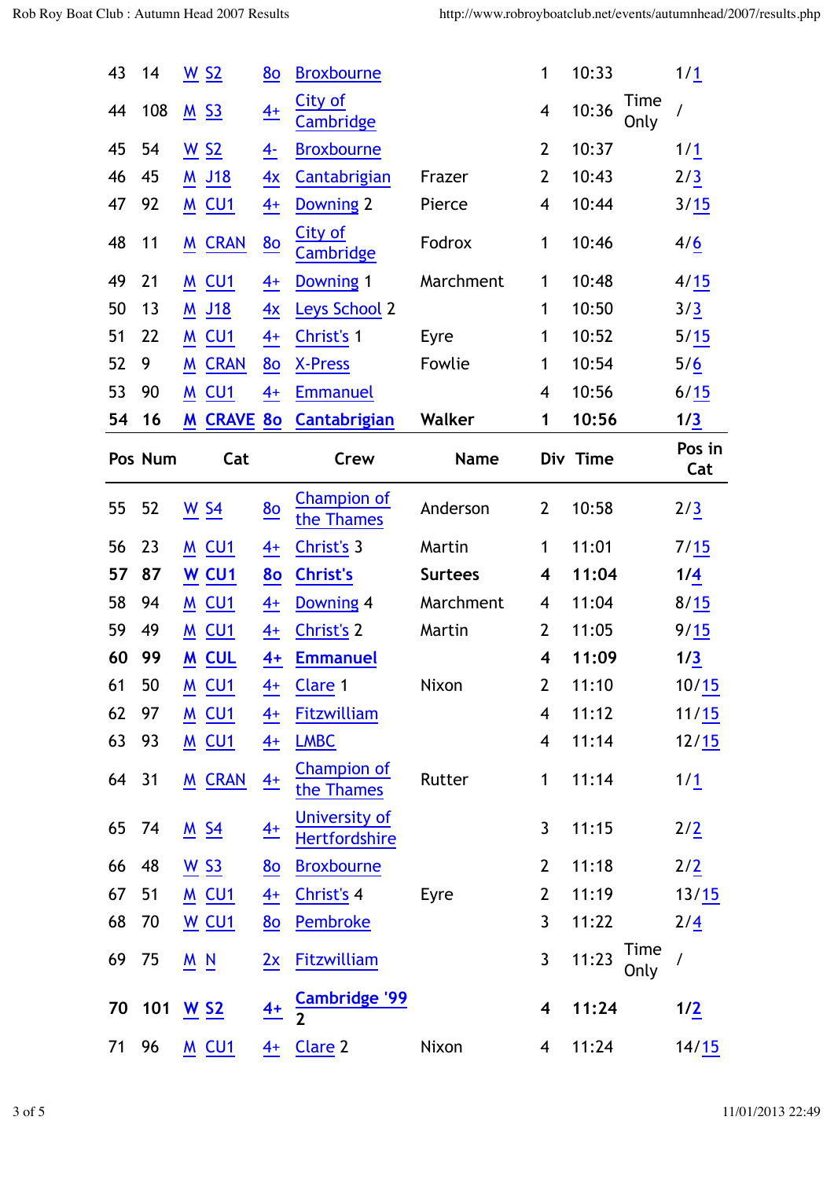| Pos | Num | Cat | | | Crew | Name | Div | Time | | Pos in Cat |
|---|---|---|---|---|---|---|---|---|---|---|
| 43 | 14 | W | S2 | 8o | Broxbourne | | 1 | 10:33 | | 1/1 |
| 44 | 108 | M | S3 | 4+ | City of Cambridge | | 4 | 10:36 | Time Only | / |
| 45 | 54 | W | S2 | 4- | Broxbourne | | 2 | 10:37 | | 1/1 |
| 46 | 45 | M | J18 | 4x | Cantabrigian | Frazer | 2 | 10:43 | | 2/3 |
| 47 | 92 | M | CU1 | 4+ | Downing 2 | Pierce | 4 | 10:44 | | 3/15 |
| 48 | 11 | M | CRAN | 8o | City of Cambridge | Fodrox | 1 | 10:46 | | 4/6 |
| 49 | 21 | M | CU1 | 4+ | Downing 1 | Marchment | 1 | 10:48 | | 4/15 |
| 50 | 13 | M | J18 | 4x | Leys School 2 | | 1 | 10:50 | | 3/3 |
| 51 | 22 | M | CU1 | 4+ | Christ's 1 | Eyre | 1 | 10:52 | | 5/15 |
| 52 | 9 | M | CRAN | 8o | X-Press | Fowlie | 1 | 10:54 | | 5/6 |
| 53 | 90 | M | CU1 | 4+ | Emmanuel | | 4 | 10:56 | | 6/15 |
| **54** | **16** | **M** | **CRAVE** | **8o** | **Cantabrigian** | **Walker** | **1** | **10:56** | | **1/3** |
| **Pos** | **Num** | **Cat** | | | **Crew** | **Name** | **Div** | **Time** | | **Pos in Cat** |
| 55 | 52 | W | S4 | 8o | Champion of the Thames | Anderson | 2 | 10:58 | | 2/3 |
| 56 | 23 | M | CU1 | 4+ | Christ's 3 | Martin | 1 | 11:01 | | 7/15 |
| **57** | **87** | **W** | **CU1** | **8o** | **Christ's** | **Surtees** | **4** | **11:04** | | **1/4** |
| 58 | 94 | M | CU1 | 4+ | Downing 4 | Marchment | 4 | 11:04 | | 8/15 |
| 59 | 49 | M | CU1 | 4+ | Christ's 2 | Martin | 2 | 11:05 | | 9/15 |
| **60** | **99** | **M** | **CUL** | **4+** | **Emmanuel** | | **4** | **11:09** | | **1/3** |
| 61 | 50 | M | CU1 | 4+ | Clare 1 | Nixon | 2 | 11:10 | | 10/15 |
| 62 | 97 | M | CU1 | 4+ | Fitzwilliam | | 4 | 11:12 | | 11/15 |
| 63 | 93 | M | CU1 | 4+ | LMBC | | 4 | 11:14 | | 12/15 |
| 64 | 31 | M | CRAN | 4+ | Champion of the Thames | Rutter | 1 | 11:14 | | 1/1 |
| 65 | 74 | M | S4 | 4+ | University of Hertfordshire | | 3 | 11:15 | | 2/2 |
| 66 | 48 | W | S3 | 8o | Broxbourne | | 2 | 11:18 | | 2/2 |
| 67 | 51 | M | CU1 | 4+ | Christ's 4 | Eyre | 2 | 11:19 | | 13/15 |
| 68 | 70 | W | CU1 | 8o | Pembroke | | 3 | 11:22 | | 2/4 |
| 69 | 75 | M | N | 2x | Fitzwilliam | | 3 | 11:23 | Time Only | / |
| **70** | **101** | **W** | **S2** | **4+** | **Cambridge '99 2** | | **4** | **11:24** | | **1/2** |
| 71 | 96 | M | CU1 | 4+ | Clare 2 | Nixon | 4 | 11:24 | | 14/15 |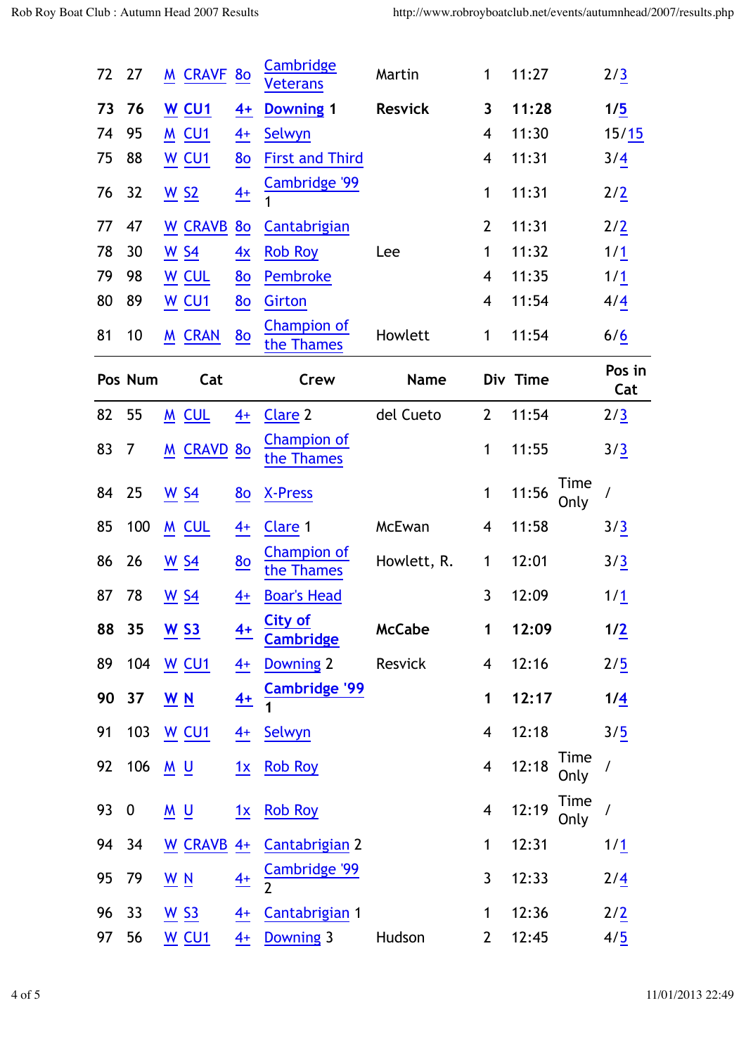| 72 | 27 | M | CRAVF | 8o | Cambridge Veterans | Martin | 1 | 11:27 | | 2/3 |
|---|---|---|---|---|---|---|---|---|---|---|
| **73** | **76** | **W** | **CU1** | **4+** | **Downing 1** | **Resvick** | **3** | **11:28** | | **1/5** |
| 74 | 95 | M | CU1 | 4+ | Selwyn | | 4 | 11:30 | | 15/15 |
| 75 | 88 | W | CU1 | 8o | First and Third | | 4 | 11:31 | | 3/4 |
| 76 | 32 | W | S2 | 4+ | Cambridge '99 1 | | 1 | 11:31 | | 2/2 |
| 77 | 47 | W | CRAVB | 8o | Cantabrigian | | 2 | 11:31 | | 2/2 |
| 78 | 30 | W | S4 | 4x | Rob Roy | Lee | 1 | 11:32 | | 1/1 |
| 79 | 98 | W | CUL | 8o | Pembroke | | 4 | 11:35 | | 1/1 |
| 80 | 89 | W | CU1 | 8o | Girton | | 4 | 11:54 | | 4/4 |
| 81 | 10 | M | CRAN | 8o | Champion of the Thames | Howlett | 1 | 11:54 | | 6/6 |
| **Pos** | **Num** | | **Cat** | | **Crew** | **Name** | **Div** | **Time** | | **Pos in Cat** |
| 82 | 55 | M | CUL | 4+ | Clare 2 | del Cueto | 2 | 11:54 | | 2/3 |
| 83 | 7 | M | CRAVD | 8o | Champion of the Thames | | 1 | 11:55 | | 3/3 |
| 84 | 25 | W | S4 | 8o | X-Press | | 1 | 11:56 | Time Only | / |
| 85 | 100 | M | CUL | 4+ | Clare 1 | McEwan | 4 | 11:58 | | 3/3 |
| 86 | 26 | W | S4 | 8o | Champion of the Thames | Howlett, R. | 1 | 12:01 | | 3/3 |
| 87 | 78 | W | S4 | 4+ | Boar's Head | | 3 | 12:09 | | 1/1 |
| **88** | **35** | **W** | **S3** | **4+** | **City of Cambridge** | **McCabe** | **1** | **12:09** | | **1/2** |
| 89 | 104 | W | CU1 | 4+ | Downing 2 | Resvick | 4 | 12:16 | | 2/5 |
| **90** | **37** | **W** | **N** | **4+** | **Cambridge '99 1** | | **1** | **12:17** | | **1/4** |
| 91 | 103 | W | CU1 | 4+ | Selwyn | | 4 | 12:18 | | 3/5 |
| 92 | 106 | M | U | 1x | Rob Roy | | 4 | 12:18 | Time Only | / |
| 93 | 0 | M | U | 1x | Rob Roy | | 4 | 12:19 | Time Only | / |
| 94 | 34 | W | CRAVB | 4+ | Cantabrigian 2 | | 1 | 12:31 | | 1/1 |
| 95 | 79 | W | N | 4+ | Cambridge '99 2 | | 3 | 12:33 | | 2/4 |
| 96 | 33 | W | S3 | 4+ | Cantabrigian 1 | | 1 | 12:36 | | 2/2 |
| 97 | 56 | W | CU1 | 4+ | Downing 3 | Hudson | 2 | 12:45 | | 4/5 |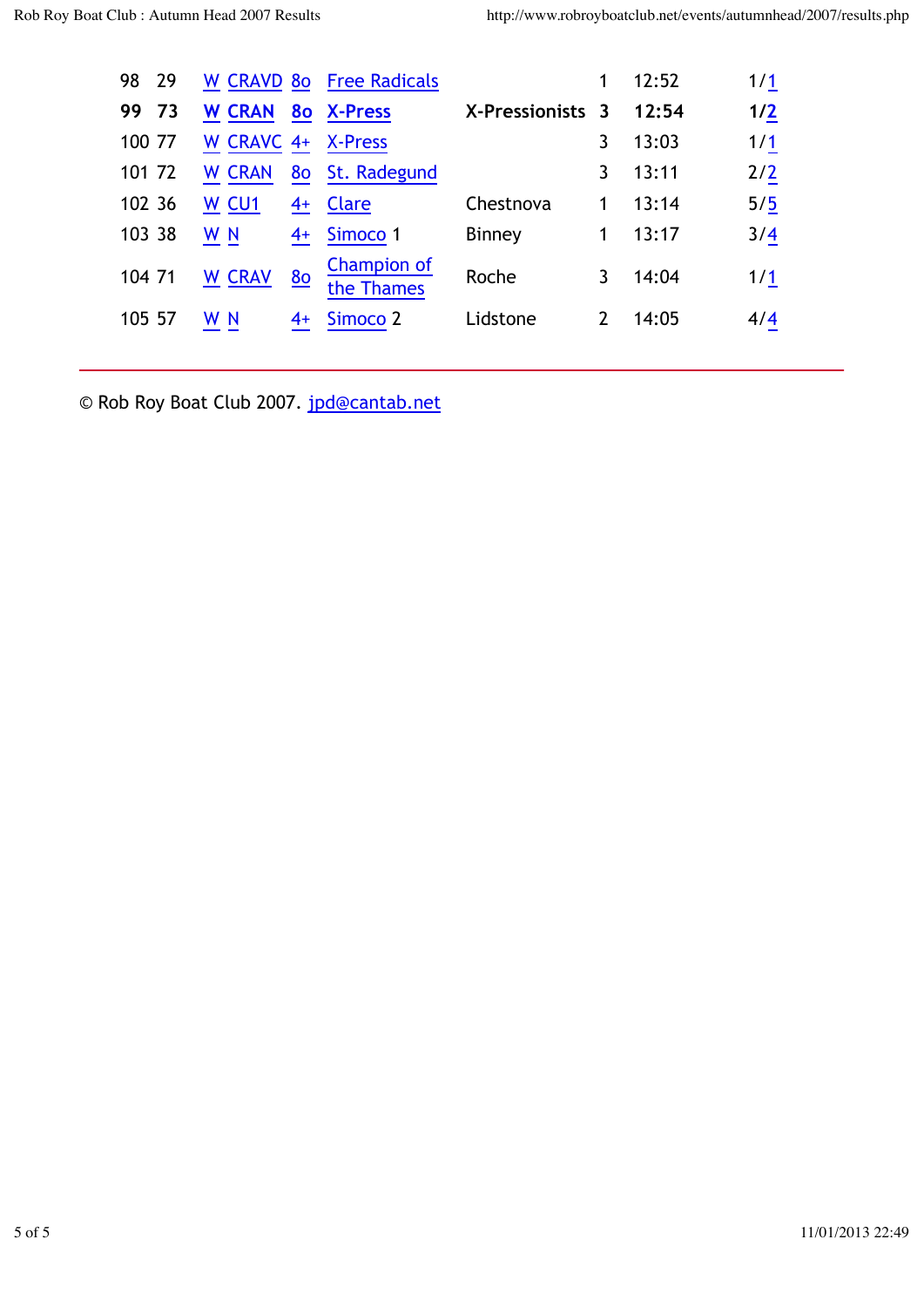| | | | | | | | | | |
|---|---|---|---|---|---|---|---|---|---|
| 98 | 29 | W | CRAVD | 8o | Free Radicals | | 1 | 12:52 | 1/1 |
| **99** | **73** | **W** | **CRAN** | **8o** | **X-Press** | **X-Pressionists** | **3** | **12:54** | **1/2** |
| 100 | 77 | W | CRAVC | 4+ | X-Press | | 3 | 13:03 | 1/1 |
| 101 | 72 | W | CRAN | 8o | St. Radegund | | 3 | 13:11 | 2/2 |
| 102 | 36 | W | CU1 | 4+ | Clare | Chestnova | 1 | 13:14 | 5/5 |
| 103 | 38 | W | N | 4+ | Simoco 1 | Binney | 1 | 13:17 | 3/4 |
| 104 | 71 | W | CRAV | 8o | Champion of the Thames | Roche | 3 | 14:04 | 1/1 |
| 105 | 57 | W | N | 4+ | Simoco 2 | Lidstone | 2 | 14:05 | 4/4 |

© Rob Roy Boat Club 2007. jpd@cantab.net